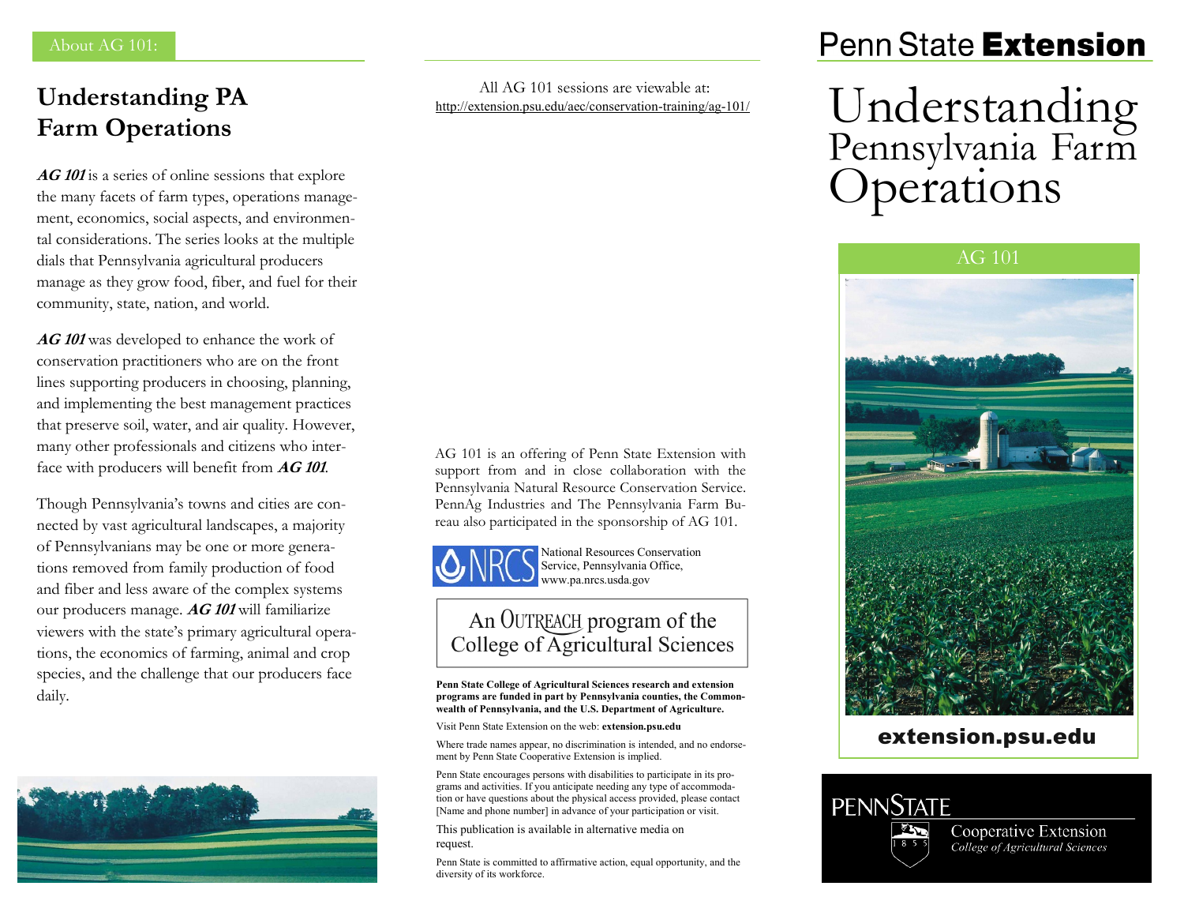About AG 101:

## Understanding PA Farm Operations

***AG 101*** is a series of online sessions that explore the many facets of farm types, operations management, economics, social aspects, and environmental considerations. The series looks at the multiple dials that Pennsylvania agricultural producers manage as they grow food, fiber, and fuel for their community, state, nation, and world.

***AG 101*** was developed to enhance the work of conservation practitioners who are on the front lines supporting producers in choosing, planning, and implementing the best management practices that preserve soil, water, and air quality. However, many other professionals and citizens who interface with producers will benefit from ***AG 101***.

Though Pennsylvania's towns and cities are connected by vast agricultural landscapes, a majority of Pennsylvanians may be one or more generations removed from family production of food and fiber and less aware of the complex systems our producers manage. ***AG 101*** will familiarize viewers with the state's primary agricultural operations, the economics of farming, animal and crop species, and the challenge that our producers face daily.

All AG 101 sessions are viewable at:
http://extension.psu.edu/aec/conservation-training/ag-101/

AG 101 is an offering of Penn State Extension with support from and in close collaboration with the Pennsylvania Natural Resource Conservation Service. PennAg Industries and The Pennsylvania Farm Bureau also participated in the sponsorship of AG 101.

NRCS — National Resources Conservation Service, Pennsylvania Office, www.pa.nrcs.usda.gov

An OUTREACH program of the College of Agricultural Sciences

**Penn State College of Agricultural Sciences research and extension programs are funded in part by Pennsylvania counties, the Commonwealth of Pennsylvania, and the U.S. Department of Agriculture.**

Visit Penn State Extension on the web: **extension.psu.edu**

Where trade names appear, no discrimination is intended, and no endorsement by Penn State Cooperative Extension is implied.

Penn State encourages persons with disabilities to participate in its programs and activities. If you anticipate needing any type of accommodation or have questions about the physical access provided, please contact [Name and phone number] in advance of your participation or visit.

This publication is available in alternative media on request.

Penn State is committed to affirmative action, equal opportunity, and the diversity of its workforce.

Penn State **Extension**

# Understanding Pennsylvania Farm Operations

AG 101

**extension.psu.edu**

PENNSTATE

1855

Cooperative Extension
*College of Agricultural Sciences*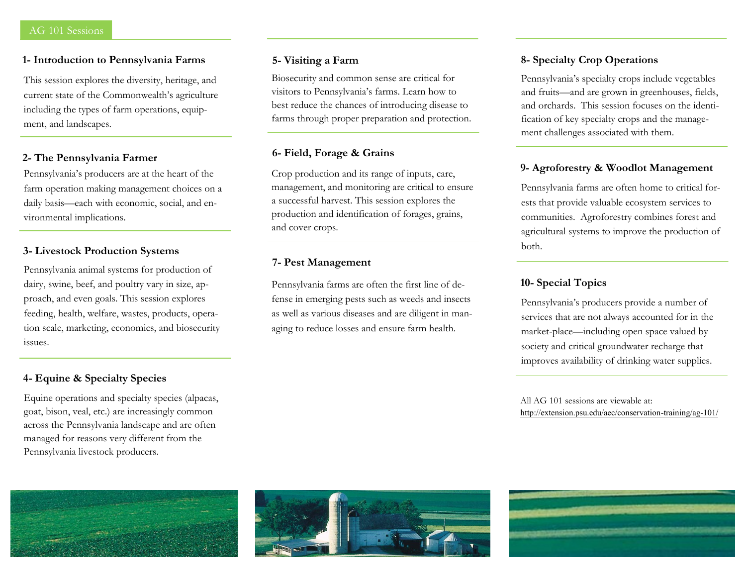## AG 101 Sessions

### 1- Introduction to Pennsylvania Farms

This session explores the diversity, heritage, and current state of the Commonwealth's agriculture including the types of farm operations, equipment, and landscapes.

### 2- The Pennsylvania Farmer

Pennsylvania's producers are at the heart of the farm operation making management choices on a daily basis—each with economic, social, and environmental implications.

### 3- Livestock Production Systems

Pennsylvania animal systems for production of dairy, swine, beef, and poultry vary in size, approach, and even goals. This session explores feeding, health, welfare, wastes, products, operation scale, marketing, economics, and biosecurity issues.

### 4- Equine & Specialty Species

Equine operations and specialty species (alpacas, goat, bison, veal, etc.) are increasingly common across the Pennsylvania landscape and are often managed for reasons very different from the Pennsylvania livestock producers.

### 5- Visiting a Farm

Biosecurity and common sense are critical for visitors to Pennsylvania's farms. Learn how to best reduce the chances of introducing disease to farms through proper preparation and protection.

### 6- Field, Forage & Grains

Crop production and its range of inputs, care, management, and monitoring are critical to ensure a successful harvest. This session explores the production and identification of forages, grains, and cover crops.

### 7- Pest Management

Pennsylvania farms are often the first line of defense in emerging pests such as weeds and insects as well as various diseases and are diligent in managing to reduce losses and ensure farm health.

### 8- Specialty Crop Operations

Pennsylvania's specialty crops include vegetables and fruits—and are grown in greenhouses, fields, and orchards. This session focuses on the identification of key specialty crops and the management challenges associated with them.

### 9- Agroforestry & Woodlot Management

Pennsylvania farms are often home to critical forests that provide valuable ecosystem services to communities. Agroforestry combines forest and agricultural systems to improve the production of both.

### 10- Special Topics

Pennsylvania's producers provide a number of services that are not always accounted for in the market-place—including open space valued by society and critical groundwater recharge that improves availability of drinking water supplies.

All AG 101 sessions are viewable at:
http://extension.psu.edu/aec/conservation-training/ag-101/